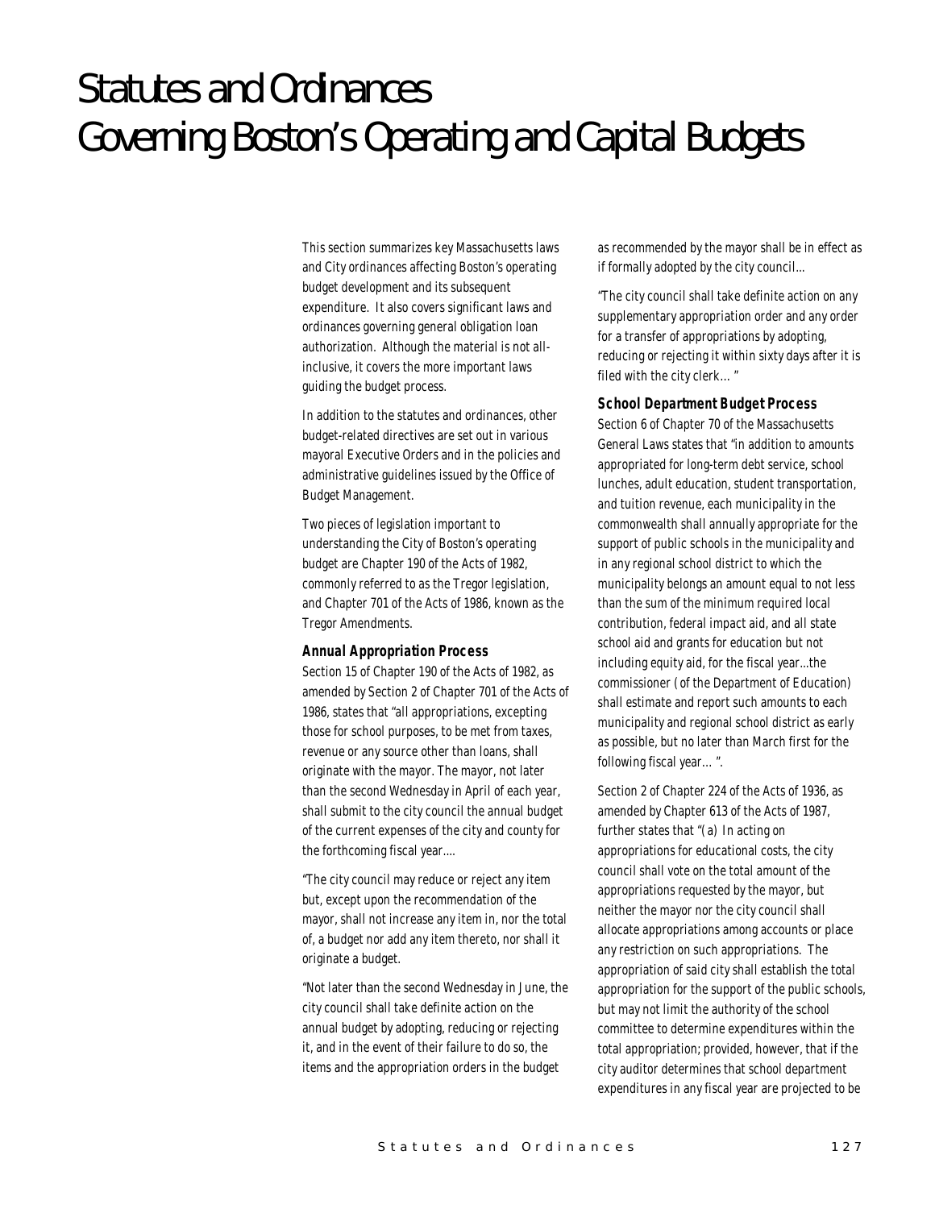# Statutes and Ordinances Governing Boston's Operating and Capital Budgets

This section summarizes key Massachusetts laws and City ordinances affecting Boston's operating budget development and its subsequent expenditure. It also covers significant laws and ordinances governing general obligation loan authorization. Although the material is not all-inclusive, it covers the more important laws guiding the budget process.

In addition to the statutes and ordinances, other budget-related directives are set out in various mayoral Executive Orders and in the policies and administrative guidelines issued by the Office of Budget Management.

Two pieces of legislation important to understanding the City of Boston's operating budget are Chapter 190 of the Acts of 1982, commonly referred to as the Tregor legislation, and Chapter 701 of the Acts of 1986, known as the Tregor Amendments.

### Annual Appropriation Process

Section 15 of Chapter 190 of the Acts of 1982, as amended by Section 2 of Chapter 701 of the Acts of 1986, states that "all appropriations, excepting those for school purposes, to be met from taxes, revenue or any source other than loans, shall originate with the mayor. The mayor, not later than the second Wednesday in April of each year, shall submit to the city council the annual budget of the current expenses of the city and county for the forthcoming fiscal year....

"The city council may reduce or reject any item but, except upon the recommendation of the mayor, shall not increase any item in, nor the total of, a budget nor add any item thereto, nor shall it originate a budget.

"Not later than the second Wednesday in June, the city council shall take definite action on the annual budget by adopting, reducing or rejecting it, and in the event of their failure to do so, the items and the appropriation orders in the budget as recommended by the mayor shall be in effect as if formally adopted by the city council...

"The city council shall take definite action on any supplementary appropriation order and any order for a transfer of appropriations by adopting, reducing or rejecting it within sixty days after it is filed with the city clerk… "

### School Department Budget Process

Section 6 of Chapter 70 of the Massachusetts General Laws states that "in addition to amounts appropriated for long-term debt service, school lunches, adult education, student transportation, and tuition revenue, each municipality in the commonwealth shall annually appropriate for the support of public schools in the municipality and in any regional school district to which the municipality belongs an amount equal to not less than the sum of the minimum required local contribution, federal impact aid, and all state school aid and grants for education but not including equity aid, for the fiscal year...the commissioner (of the Department of Education) shall estimate and report such amounts to each municipality and regional school district as early as possible, but no later than March first for the following fiscal year… ".

Section 2 of Chapter 224 of the Acts of 1936, as amended by Chapter 613 of the Acts of 1987, further states that "(a) In acting on appropriations for educational costs, the city council shall vote on the total amount of the appropriations requested by the mayor, but neither the mayor nor the city council shall allocate appropriations among accounts or place any restriction on such appropriations. The appropriation of said city shall establish the total appropriation for the support of the public schools, but may not limit the authority of the school committee to determine expenditures within the total appropriation; provided, however, that if the city auditor determines that school department expenditures in any fiscal year are projected to be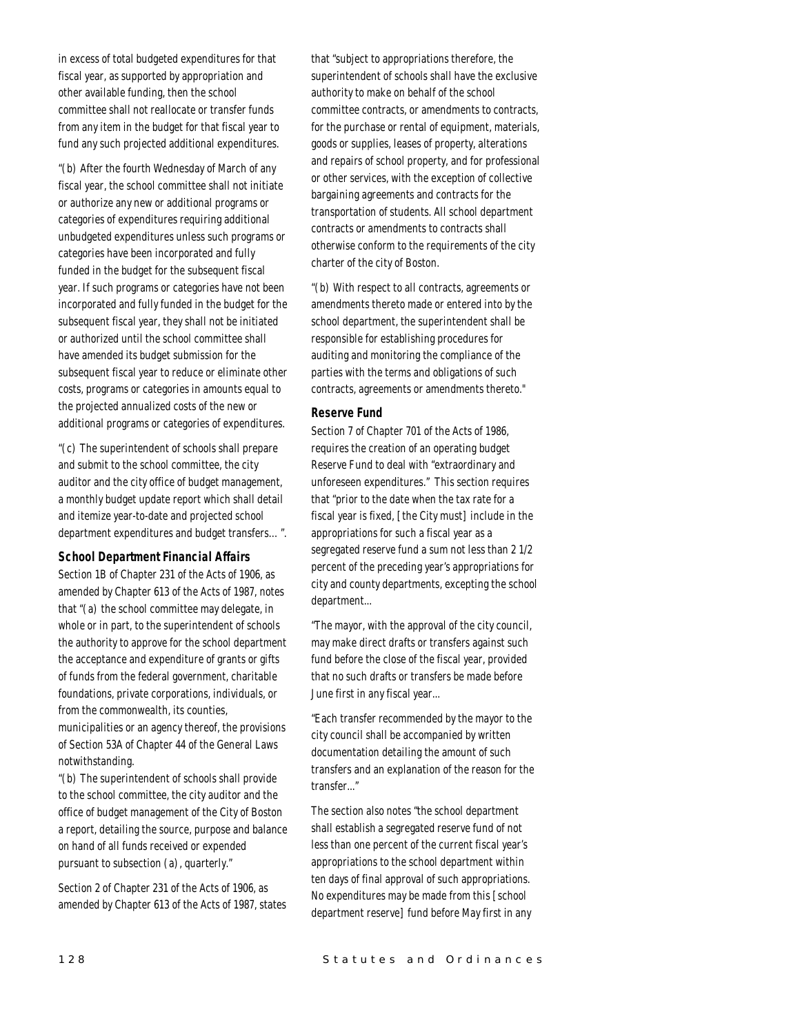in excess of total budgeted expenditures for that fiscal year, as supported by appropriation and other available funding, then the school committee shall not reallocate or transfer funds from any item in the budget for that fiscal year to fund any such projected additional expenditures.

"(b) After the fourth Wednesday of March of any fiscal year, the school committee shall not initiate or authorize any new or additional programs or categories of expenditures requiring additional unbudgeted expenditures unless such programs or categories have been incorporated and fully funded in the budget for the subsequent fiscal year. If such programs or categories have not been incorporated and fully funded in the budget for the subsequent fiscal year, they shall not be initiated or authorized until the school committee shall have amended its budget submission for the subsequent fiscal year to reduce or eliminate other costs, programs or categories in amounts equal to the projected annualized costs of the new or additional programs or categories of expenditures.

"(c) The superintendent of schools shall prepare and submit to the school committee, the city auditor and the city office of budget management, a monthly budget update report which shall detail and itemize year-to-date and projected school department expenditures and budget transfers… ".

### School Department Financial Affairs

Section 1B of Chapter 231 of the Acts of 1906, as amended by Chapter 613 of the Acts of 1987, notes that "(a) the school committee may delegate, in whole or in part, to the superintendent of schools the authority to approve for the school department the acceptance and expenditure of grants or gifts of funds from the federal government, charitable foundations, private corporations, individuals, or from the commonwealth, its counties, municipalities or an agency thereof, the provisions of Section 53A of Chapter 44 of the General Laws notwithstanding.

"(b) The superintendent of schools shall provide to the school committee, the city auditor and the office of budget management of the City of Boston a report, detailing the source, purpose and balance on hand of all funds received or expended pursuant to subsection (a), quarterly."

Section 2 of Chapter 231 of the Acts of 1906, as amended by Chapter 613 of the Acts of 1987, states that "subject to appropriations therefore, the superintendent of schools shall have the exclusive authority to make on behalf of the school committee contracts, or amendments to contracts, for the purchase or rental of equipment, materials, goods or supplies, leases of property, alterations and repairs of school property, and for professional or other services, with the exception of collective bargaining agreements and contracts for the transportation of students. All school department contracts or amendments to contracts shall otherwise conform to the requirements of the city charter of the city of Boston.

"(b) With respect to all contracts, agreements or amendments thereto made or entered into by the school department, the superintendent shall be responsible for establishing procedures for auditing and monitoring the compliance of the parties with the terms and obligations of such contracts, agreements or amendments thereto."

### Reserve Fund

Section 7 of Chapter 701 of the Acts of 1986, requires the creation of an operating budget Reserve Fund to deal with "extraordinary and unforeseen expenditures." This section requires that "prior to the date when the tax rate for a fiscal year is fixed, [the City must] include in the appropriations for such a fiscal year as a segregated reserve fund a sum not less than 2 1/2 percent of the preceding year's appropriations for city and county departments, excepting the school department...

"The mayor, with the approval of the city council, may make direct drafts or transfers against such fund before the close of the fiscal year, provided that no such drafts or transfers be made before June first in any fiscal year...

"Each transfer recommended by the mayor to the city council shall be accompanied by written documentation detailing the amount of such transfers and an explanation of the reason for the transfer..."

The section also notes "the school department shall establish a segregated reserve fund of not less than one percent of the current fiscal year's appropriations to the school department within ten days of final approval of such appropriations. No expenditures may be made from this [school department reserve] fund before May first in any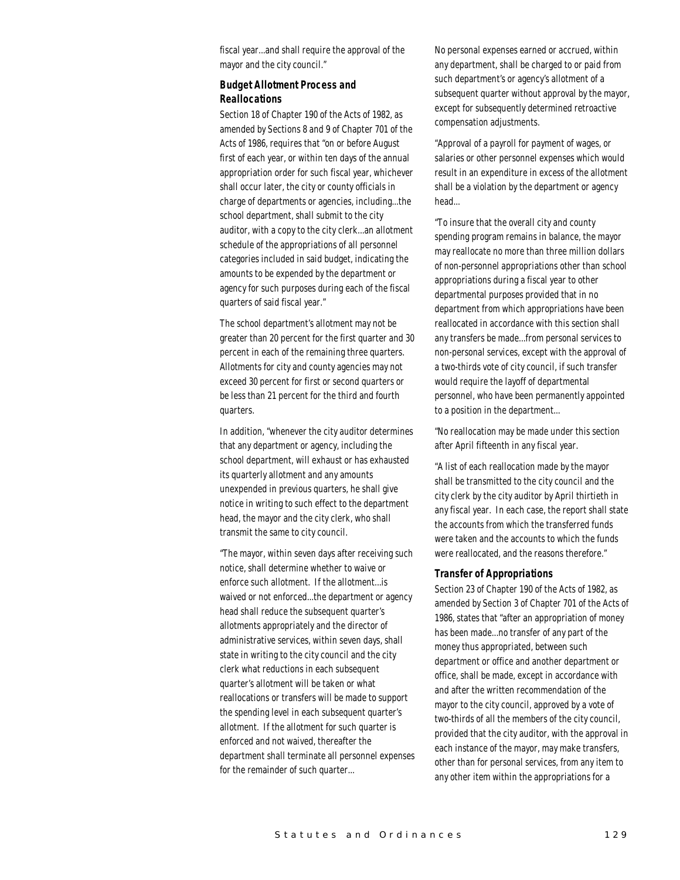fiscal year...and shall require the approval of the mayor and the city council."

### *Budget Allotment Process and Reallocations*

Section 18 of Chapter 190 of the Acts of 1982, as amended by Sections 8 and 9 of Chapter 701 of the Acts of 1986, requires that "on or before August first of each year, or within ten days of the annual appropriation order for such fiscal year, whichever shall occur later, the city or county officials in charge of departments or agencies, including...the school department, shall submit to the city auditor, with a copy to the city clerk...an allotment schedule of the appropriations of all personnel categories included in said budget, indicating the amounts to be expended by the department or agency for such purposes during each of the fiscal quarters of said fiscal year."

The school department's allotment may not be greater than 20 percent for the first quarter and 30 percent in each of the remaining three quarters. Allotments for city and county agencies may not exceed 30 percent for first or second quarters or be less than 21 percent for the third and fourth quarters.

In addition, "whenever the city auditor determines that any department or agency, including the school department, will exhaust or has exhausted its quarterly allotment and any amounts unexpended in previous quarters, he shall give notice in writing to such effect to the department head, the mayor and the city clerk, who shall transmit the same to city council.

"The mayor, within seven days after receiving such notice, shall determine whether to waive or enforce such allotment. If the allotment...is waived or not enforced...the department or agency head shall reduce the subsequent quarter's allotments appropriately and the director of administrative services, within seven days, shall state in writing to the city council and the city clerk what reductions in each subsequent quarter's allotment will be taken or what reallocations or transfers will be made to support the spending level in each subsequent quarter's allotment. If the allotment for such quarter is enforced and not waived, thereafter the department shall terminate all personnel expenses for the remainder of such quarter...

No personal expenses earned or accrued, within any department, shall be charged to or paid from such department's or agency's allotment of a subsequent quarter without approval by the mayor, except for subsequently determined retroactive compensation adjustments.

"Approval of a payroll for payment of wages, or salaries or other personnel expenses which would result in an expenditure in excess of the allotment shall be a violation by the department or agency head...

"To insure that the overall city and county spending program remains in balance, the mayor may reallocate no more than three million dollars of non-personnel appropriations other than school appropriations during a fiscal year to other departmental purposes provided that in no department from which appropriations have been reallocated in accordance with this section shall any transfers be made...from personal services to non-personal services, except with the approval of a two-thirds vote of city council, if such transfer would require the layoff of departmental personnel, who have been permanently appointed to a position in the department...

"No reallocation may be made under this section after April fifteenth in any fiscal year.

"A list of each reallocation made by the mayor shall be transmitted to the city council and the city clerk by the city auditor by April thirtieth in any fiscal year. In each case, the report shall state the accounts from which the transferred funds were taken and the accounts to which the funds were reallocated, and the reasons therefore."

### *Transfer of Appropriations*

Section 23 of Chapter 190 of the Acts of 1982, as amended by Section 3 of Chapter 701 of the Acts of 1986, states that "after an appropriation of money has been made...no transfer of any part of the money thus appropriated, between such department or office and another department or office, shall be made, except in accordance with and after the written recommendation of the mayor to the city council, approved by a vote of two-thirds of all the members of the city council, provided that the city auditor, with the approval in each instance of the mayor, may make transfers, other than for personal services, from any item to any other item within the appropriations for a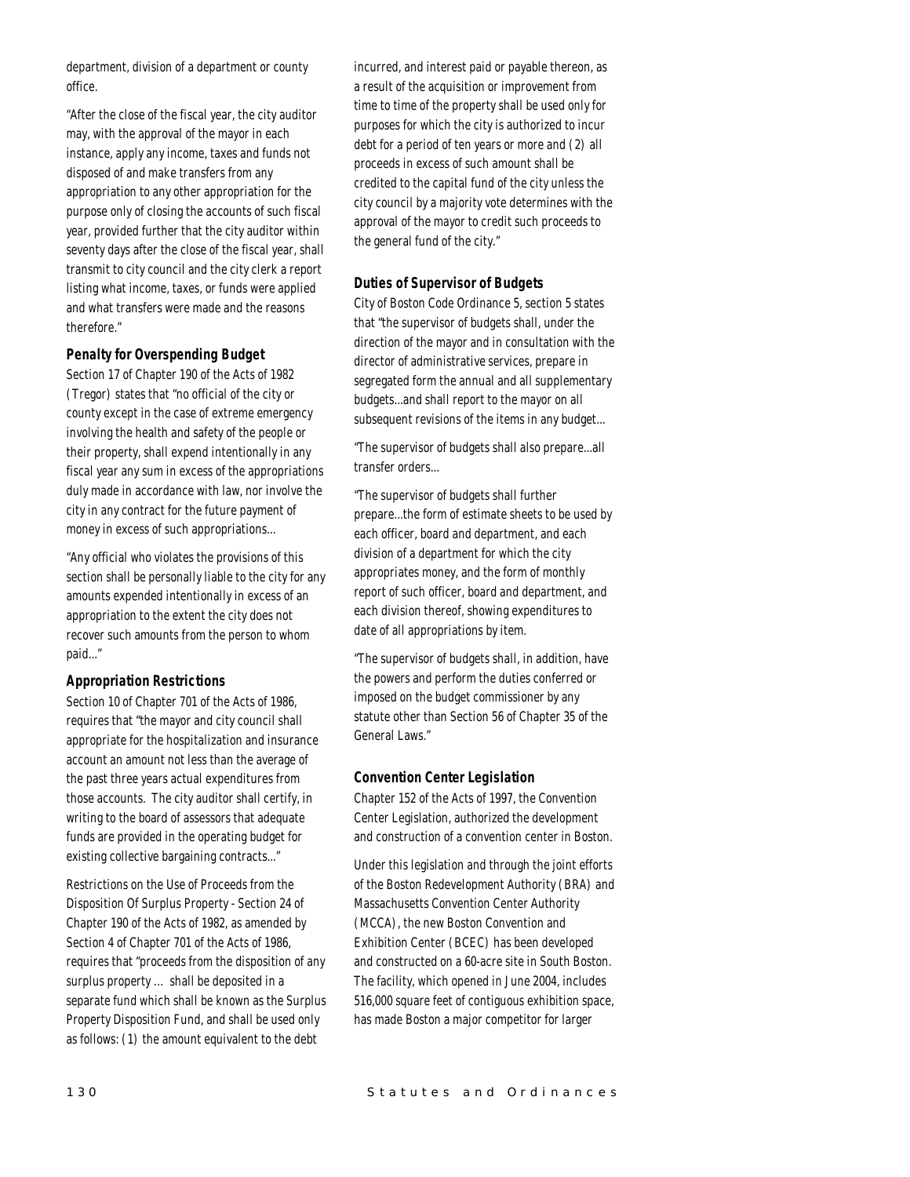department, division of a department or county office.

"After the close of the fiscal year, the city auditor may, with the approval of the mayor in each instance, apply any income, taxes and funds not disposed of and make transfers from any appropriation to any other appropriation for the purpose only of closing the accounts of such fiscal year, provided further that the city auditor within seventy days after the close of the fiscal year, shall transmit to city council and the city clerk a report listing what income, taxes, or funds were applied and what transfers were made and the reasons therefore."

### Penalty for Overspending Budget

Section 17 of Chapter 190 of the Acts of 1982 (Tregor) states that "no official of the city or county except in the case of extreme emergency involving the health and safety of the people or their property, shall expend intentionally in any fiscal year any sum in excess of the appropriations duly made in accordance with law, nor involve the city in any contract for the future payment of money in excess of such appropriations...

"Any official who violates the provisions of this section shall be personally liable to the city for any amounts expended intentionally in excess of an appropriation to the extent the city does not recover such amounts from the person to whom paid..."

### Appropriation Restrictions

Section 10 of Chapter 701 of the Acts of 1986, requires that "the mayor and city council shall appropriate for the hospitalization and insurance account an amount not less than the average of the past three years actual expenditures from those accounts. The city auditor shall certify, in writing to the board of assessors that adequate funds are provided in the operating budget for existing collective bargaining contracts..."

Restrictions on the Use of Proceeds from the Disposition Of Surplus Property - Section 24 of Chapter 190 of the Acts of 1982, as amended by Section 4 of Chapter 701 of the Acts of 1986, requires that "proceeds from the disposition of any surplus property ... shall be deposited in a separate fund which shall be known as the Surplus Property Disposition Fund, and shall be used only as follows: (1) the amount equivalent to the debt incurred, and interest paid or payable thereon, as a result of the acquisition or improvement from time to time of the property shall be used only for purposes for which the city is authorized to incur debt for a period of ten years or more and (2) all proceeds in excess of such amount shall be credited to the capital fund of the city unless the city council by a majority vote determines with the approval of the mayor to credit such proceeds to the general fund of the city."

### Duties of Supervisor of Budgets

City of Boston Code Ordinance 5, section 5 states that "the supervisor of budgets shall, under the direction of the mayor and in consultation with the director of administrative services, prepare in segregated form the annual and all supplementary budgets...and shall report to the mayor on all subsequent revisions of the items in any budget...

"The supervisor of budgets shall also prepare...all transfer orders...

"The supervisor of budgets shall further prepare...the form of estimate sheets to be used by each officer, board and department, and each division of a department for which the city appropriates money, and the form of monthly report of such officer, board and department, and each division thereof, showing expenditures to date of all appropriations by item.

"The supervisor of budgets shall, in addition, have the powers and perform the duties conferred or imposed on the budget commissioner by any statute other than Section 56 of Chapter 35 of the General Laws."

### Convention Center Legislation

Chapter 152 of the Acts of 1997, the Convention Center Legislation, authorized the development and construction of a convention center in Boston.

Under this legislation and through the joint efforts of the Boston Redevelopment Authority (BRA) and Massachusetts Convention Center Authority (MCCA), the new Boston Convention and Exhibition Center (BCEC) has been developed and constructed on a 60-acre site in South Boston. The facility, which opened in June 2004, includes 516,000 square feet of contiguous exhibition space, has made Boston a major competitor for larger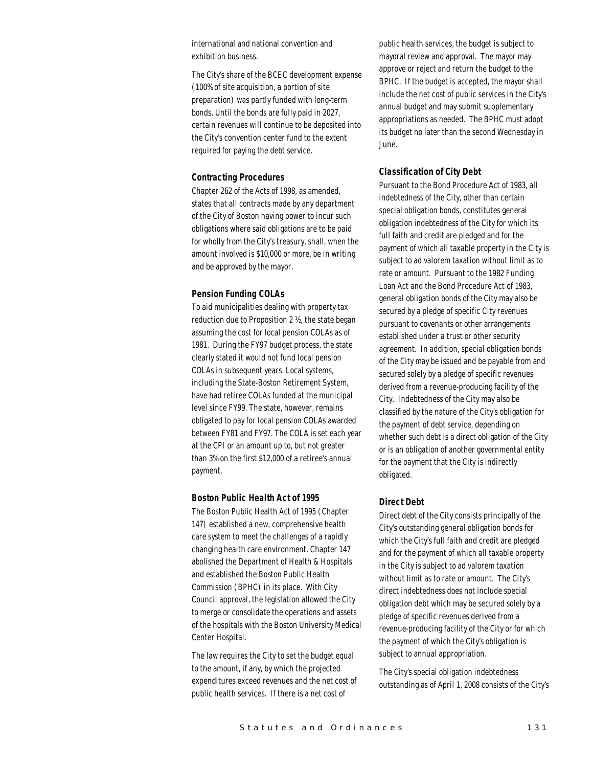international and national convention and exhibition business.

The City's share of the BCEC development expense (100% of site acquisition, a portion of site preparation) was partly funded with long-term bonds. Until the bonds are fully paid in 2027, certain revenues will continue to be deposited into the City's convention center fund to the extent required for paying the debt service.

### Contracting Procedures

Chapter 262 of the Acts of 1998, as amended, states that all contracts made by any department of the City of Boston having power to incur such obligations where said obligations are to be paid for wholly from the City's treasury, shall, when the amount involved is $10,000 or more, be in writing and be approved by the mayor.

### Pension Funding COLAs

To aid municipalities dealing with property tax reduction due to Proposition 2 ½, the state began assuming the cost for local pension COLAs as of 1981. During the FY97 budget process, the state clearly stated it would not fund local pension COLAs in subsequent years. Local systems, including the State-Boston Retirement System, have had retiree COLAs funded at the municipal level since FY99. The state, however, remains obligated to pay for local pension COLAs awarded between FY81 and FY97. The COLA is set each year at the CPI or an amount up to, but not greater than 3% on the first $12,000 of a retiree's annual payment.

### Boston Public Health Act of 1995

The Boston Public Health Act of 1995 (Chapter 147) established a new, comprehensive health care system to meet the challenges of a rapidly changing health care environment. Chapter 147 abolished the Department of Health & Hospitals and established the Boston Public Health Commission (BPHC) in its place. With City Council approval, the legislation allowed the City to merge or consolidate the operations and assets of the hospitals with the Boston University Medical Center Hospital.

The law requires the City to set the budget equal to the amount, if any, by which the projected expenditures exceed revenues and the net cost of public health services. If there is a net cost of public health services, the budget is subject to mayoral review and approval. The mayor may approve or reject and return the budget to the BPHC. If the budget is accepted, the mayor shall include the net cost of public services in the City's annual budget and may submit supplementary appropriations as needed. The BPHC must adopt its budget no later than the second Wednesday in June.

### Classification of City Debt

Pursuant to the Bond Procedure Act of 1983, all indebtedness of the City, other than certain special obligation bonds, constitutes general obligation indebtedness of the City for which its full faith and credit are pledged and for the payment of which all taxable property in the City is subject to ad valorem taxation without limit as to rate or amount. Pursuant to the 1982 Funding Loan Act and the Bond Procedure Act of 1983, general obligation bonds of the City may also be secured by a pledge of specific City revenues pursuant to covenants or other arrangements established under a trust or other security agreement. In addition, special obligation bonds of the City may be issued and be payable from and secured solely by a pledge of specific revenues derived from a revenue-producing facility of the City. Indebtedness of the City may also be classified by the nature of the City's obligation for the payment of debt service, depending on whether such debt is a direct obligation of the City or is an obligation of another governmental entity for the payment that the City is indirectly obligated.

### Direct Debt

Direct debt of the City consists principally of the City's outstanding general obligation bonds for which the City's full faith and credit are pledged and for the payment of which all taxable property in the City is subject to ad valorem taxation without limit as to rate or amount. The City's direct indebtedness does not include special obligation debt which may be secured solely by a pledge of specific revenues derived from a revenue-producing facility of the City or for which the payment of which the City's obligation is subject to annual appropriation.

The City's special obligation indebtedness outstanding as of April 1, 2008 consists of the City's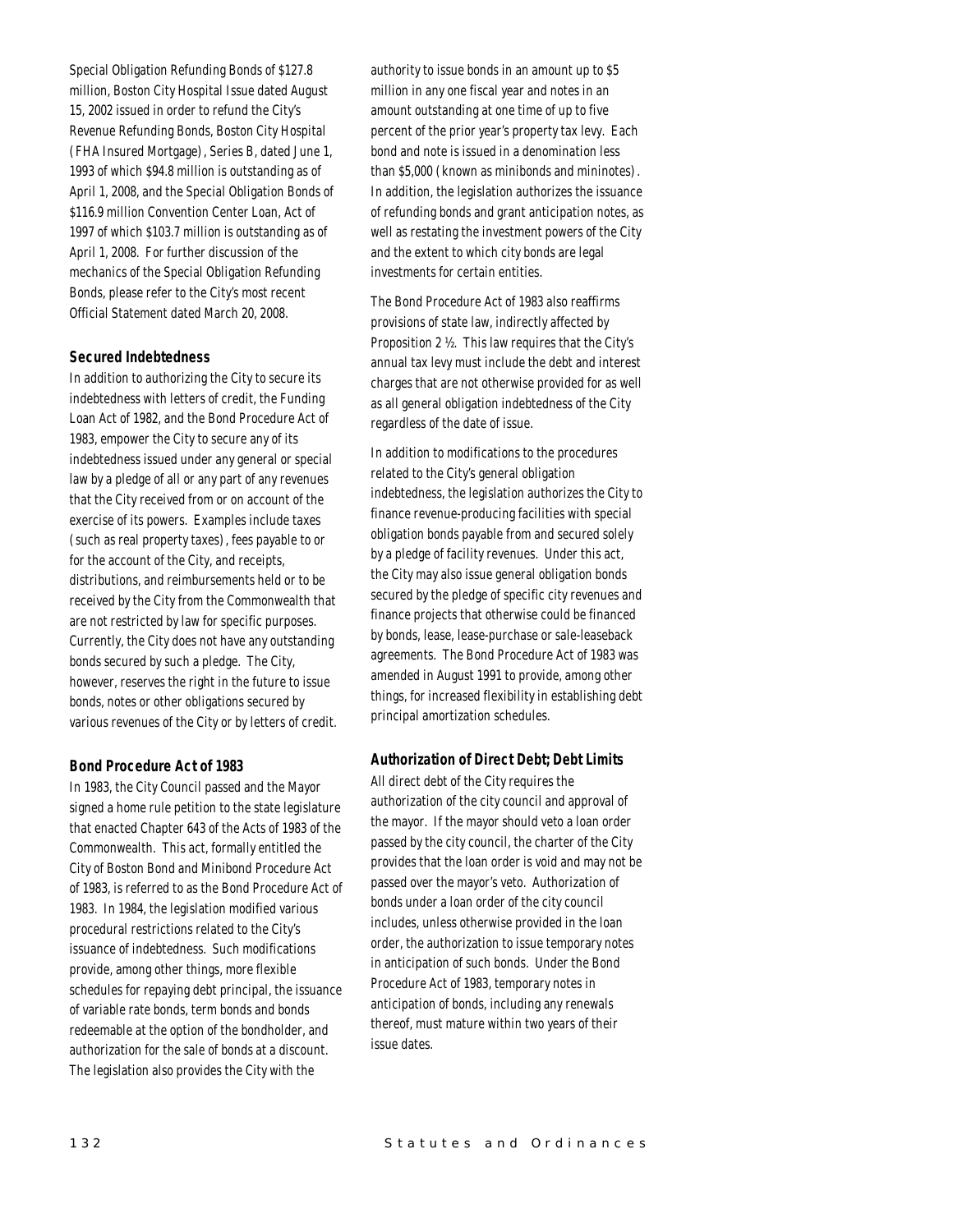Special Obligation Refunding Bonds of $127.8 million, Boston City Hospital Issue dated August 15, 2002 issued in order to refund the City's Revenue Refunding Bonds, Boston City Hospital (FHA Insured Mortgage), Series B, dated June 1, 1993 of which $94.8 million is outstanding as of April 1, 2008, and the Special Obligation Bonds of $116.9 million Convention Center Loan, Act of 1997 of which $103.7 million is outstanding as of April 1, 2008. For further discussion of the mechanics of the Special Obligation Refunding Bonds, please refer to the City's most recent Official Statement dated March 20, 2008.

### Secured Indebtedness

In addition to authorizing the City to secure its indebtedness with letters of credit, the Funding Loan Act of 1982, and the Bond Procedure Act of 1983, empower the City to secure any of its indebtedness issued under any general or special law by a pledge of all or any part of any revenues that the City received from or on account of the exercise of its powers. Examples include taxes (such as real property taxes), fees payable to or for the account of the City, and receipts, distributions, and reimbursements held or to be received by the City from the Commonwealth that are not restricted by law for specific purposes. Currently, the City does not have any outstanding bonds secured by such a pledge. The City, however, reserves the right in the future to issue bonds, notes or other obligations secured by various revenues of the City or by letters of credit.

### Bond Procedure Act of 1983

In 1983, the City Council passed and the Mayor signed a home rule petition to the state legislature that enacted Chapter 643 of the Acts of 1983 of the Commonwealth. This act, formally entitled the City of Boston Bond and Minibond Procedure Act of 1983, is referred to as the Bond Procedure Act of 1983. In 1984, the legislation modified various procedural restrictions related to the City's issuance of indebtedness. Such modifications provide, among other things, more flexible schedules for repaying debt principal, the issuance of variable rate bonds, term bonds and bonds redeemable at the option of the bondholder, and authorization for the sale of bonds at a discount. The legislation also provides the City with the authority to issue bonds in an amount up to $5 million in any one fiscal year and notes in an amount outstanding at one time of up to five percent of the prior year's property tax levy. Each bond and note is issued in a denomination less than $5,000 (known as minibonds and mininotes). In addition, the legislation authorizes the issuance of refunding bonds and grant anticipation notes, as well as restating the investment powers of the City and the extent to which city bonds are legal investments for certain entities.

The Bond Procedure Act of 1983 also reaffirms provisions of state law, indirectly affected by Proposition 2 ½. This law requires that the City's annual tax levy must include the debt and interest charges that are not otherwise provided for as well as all general obligation indebtedness of the City regardless of the date of issue.

In addition to modifications to the procedures related to the City's general obligation indebtedness, the legislation authorizes the City to finance revenue-producing facilities with special obligation bonds payable from and secured solely by a pledge of facility revenues. Under this act, the City may also issue general obligation bonds secured by the pledge of specific city revenues and finance projects that otherwise could be financed by bonds, lease, lease-purchase or sale-leaseback agreements. The Bond Procedure Act of 1983 was amended in August 1991 to provide, among other things, for increased flexibility in establishing debt principal amortization schedules.

### Authorization of Direct Debt; Debt Limits

All direct debt of the City requires the authorization of the city council and approval of the mayor. If the mayor should veto a loan order passed by the city council, the charter of the City provides that the loan order is void and may not be passed over the mayor's veto. Authorization of bonds under a loan order of the city council includes, unless otherwise provided in the loan order, the authorization to issue temporary notes in anticipation of such bonds. Under the Bond Procedure Act of 1983, temporary notes in anticipation of bonds, including any renewals thereof, must mature within two years of their issue dates.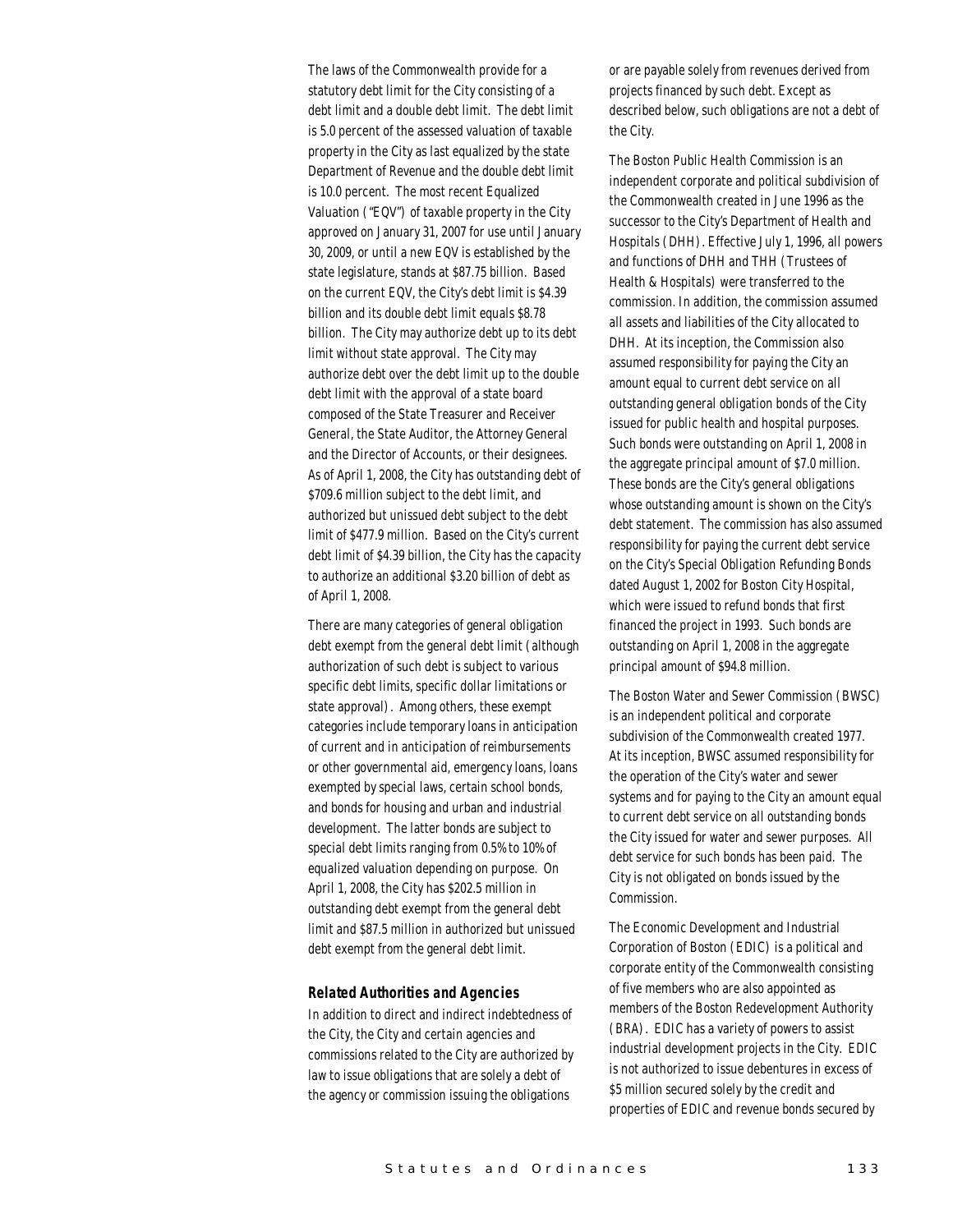The laws of the Commonwealth provide for a statutory debt limit for the City consisting of a debt limit and a double debt limit. The debt limit is 5.0 percent of the assessed valuation of taxable property in the City as last equalized by the state Department of Revenue and the double debt limit is 10.0 percent. The most recent Equalized Valuation ("EQV") of taxable property in the City approved on January 31, 2007 for use until January 30, 2009, or until a new EQV is established by the state legislature, stands at $87.75 billion. Based on the current EQV, the City's debt limit is $4.39 billion and its double debt limit equals $8.78 billion. The City may authorize debt up to its debt limit without state approval. The City may authorize debt over the debt limit up to the double debt limit with the approval of a state board composed of the State Treasurer and Receiver General, the State Auditor, the Attorney General and the Director of Accounts, or their designees. As of April 1, 2008, the City has outstanding debt of $709.6 million subject to the debt limit, and authorized but unissued debt subject to the debt limit of $477.9 million. Based on the City's current debt limit of $4.39 billion, the City has the capacity to authorize an additional $3.20 billion of debt as of April 1, 2008.

There are many categories of general obligation debt exempt from the general debt limit (although authorization of such debt is subject to various specific debt limits, specific dollar limitations or state approval). Among others, these exempt categories include temporary loans in anticipation of current and in anticipation of reimbursements or other governmental aid, emergency loans, loans exempted by special laws, certain school bonds, and bonds for housing and urban and industrial development. The latter bonds are subject to special debt limits ranging from 0.5% to 10% of equalized valuation depending on purpose. On April 1, 2008, the City has $202.5 million in outstanding debt exempt from the general debt limit and $87.5 million in authorized but unissued debt exempt from the general debt limit.

### *Related Authorities and Agencies*

In addition to direct and indirect indebtedness of the City, the City and certain agencies and commissions related to the City are authorized by law to issue obligations that are solely a debt of the agency or commission issuing the obligations or are payable solely from revenues derived from projects financed by such debt. Except as described below, such obligations are not a debt of the City.

The Boston Public Health Commission is an independent corporate and political subdivision of the Commonwealth created in June 1996 as the successor to the City's Department of Health and Hospitals (DHH). Effective July 1, 1996, all powers and functions of DHH and THH (Trustees of Health & Hospitals) were transferred to the commission. In addition, the commission assumed all assets and liabilities of the City allocated to DHH. At its inception, the Commission also assumed responsibility for paying the City an amount equal to current debt service on all outstanding general obligation bonds of the City issued for public health and hospital purposes. Such bonds were outstanding on April 1, 2008 in the aggregate principal amount of $7.0 million. These bonds are the City's general obligations whose outstanding amount is shown on the City's debt statement. The commission has also assumed responsibility for paying the current debt service on the City's Special Obligation Refunding Bonds dated August 1, 2002 for Boston City Hospital, which were issued to refund bonds that first financed the project in 1993. Such bonds are outstanding on April 1, 2008 in the aggregate principal amount of $94.8 million.

The Boston Water and Sewer Commission (BWSC) is an independent political and corporate subdivision of the Commonwealth created 1977. At its inception, BWSC assumed responsibility for the operation of the City's water and sewer systems and for paying to the City an amount equal to current debt service on all outstanding bonds the City issued for water and sewer purposes. All debt service for such bonds has been paid. The City is not obligated on bonds issued by the Commission.

The Economic Development and Industrial Corporation of Boston (EDIC) is a political and corporate entity of the Commonwealth consisting of five members who are also appointed as members of the Boston Redevelopment Authority (BRA). EDIC has a variety of powers to assist industrial development projects in the City. EDIC is not authorized to issue debentures in excess of $5 million secured solely by the credit and properties of EDIC and revenue bonds secured by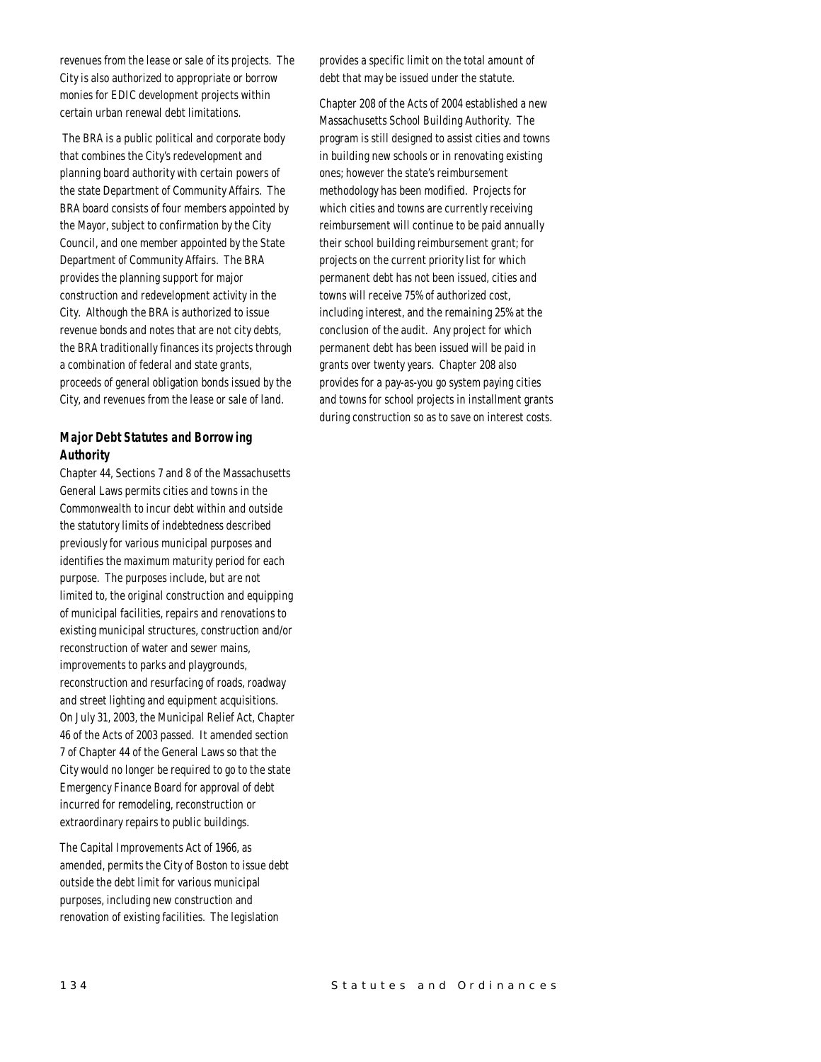revenues from the lease or sale of its projects. The City is also authorized to appropriate or borrow monies for EDIC development projects within certain urban renewal debt limitations.

The BRA is a public political and corporate body that combines the City's redevelopment and planning board authority with certain powers of the state Department of Community Affairs. The BRA board consists of four members appointed by the Mayor, subject to confirmation by the City Council, and one member appointed by the State Department of Community Affairs. The BRA provides the planning support for major construction and redevelopment activity in the City. Although the BRA is authorized to issue revenue bonds and notes that are not city debts, the BRA traditionally finances its projects through a combination of federal and state grants, proceeds of general obligation bonds issued by the City, and revenues from the lease or sale of land.

### Major Debt Statutes and Borrowing Authority

Chapter 44, Sections 7 and 8 of the Massachusetts General Laws permits cities and towns in the Commonwealth to incur debt within and outside the statutory limits of indebtedness described previously for various municipal purposes and identifies the maximum maturity period for each purpose. The purposes include, but are not limited to, the original construction and equipping of municipal facilities, repairs and renovations to existing municipal structures, construction and/or reconstruction of water and sewer mains, improvements to parks and playgrounds, reconstruction and resurfacing of roads, roadway and street lighting and equipment acquisitions. On July 31, 2003, the Municipal Relief Act, Chapter 46 of the Acts of 2003 passed. It amended section 7 of Chapter 44 of the General Laws so that the City would no longer be required to go to the state Emergency Finance Board for approval of debt incurred for remodeling, reconstruction or extraordinary repairs to public buildings.

The Capital Improvements Act of 1966, as amended, permits the City of Boston to issue debt outside the debt limit for various municipal purposes, including new construction and renovation of existing facilities. The legislation provides a specific limit on the total amount of debt that may be issued under the statute.

Chapter 208 of the Acts of 2004 established a new Massachusetts School Building Authority. The program is still designed to assist cities and towns in building new schools or in renovating existing ones; however the state's reimbursement methodology has been modified. Projects for which cities and towns are currently receiving reimbursement will continue to be paid annually their school building reimbursement grant; for projects on the current priority list for which permanent debt has not been issued, cities and towns will receive 75% of authorized cost, including interest, and the remaining 25% at the conclusion of the audit. Any project for which permanent debt has been issued will be paid in grants over twenty years. Chapter 208 also provides for a pay-as-you go system paying cities and towns for school projects in installment grants during construction so as to save on interest costs.